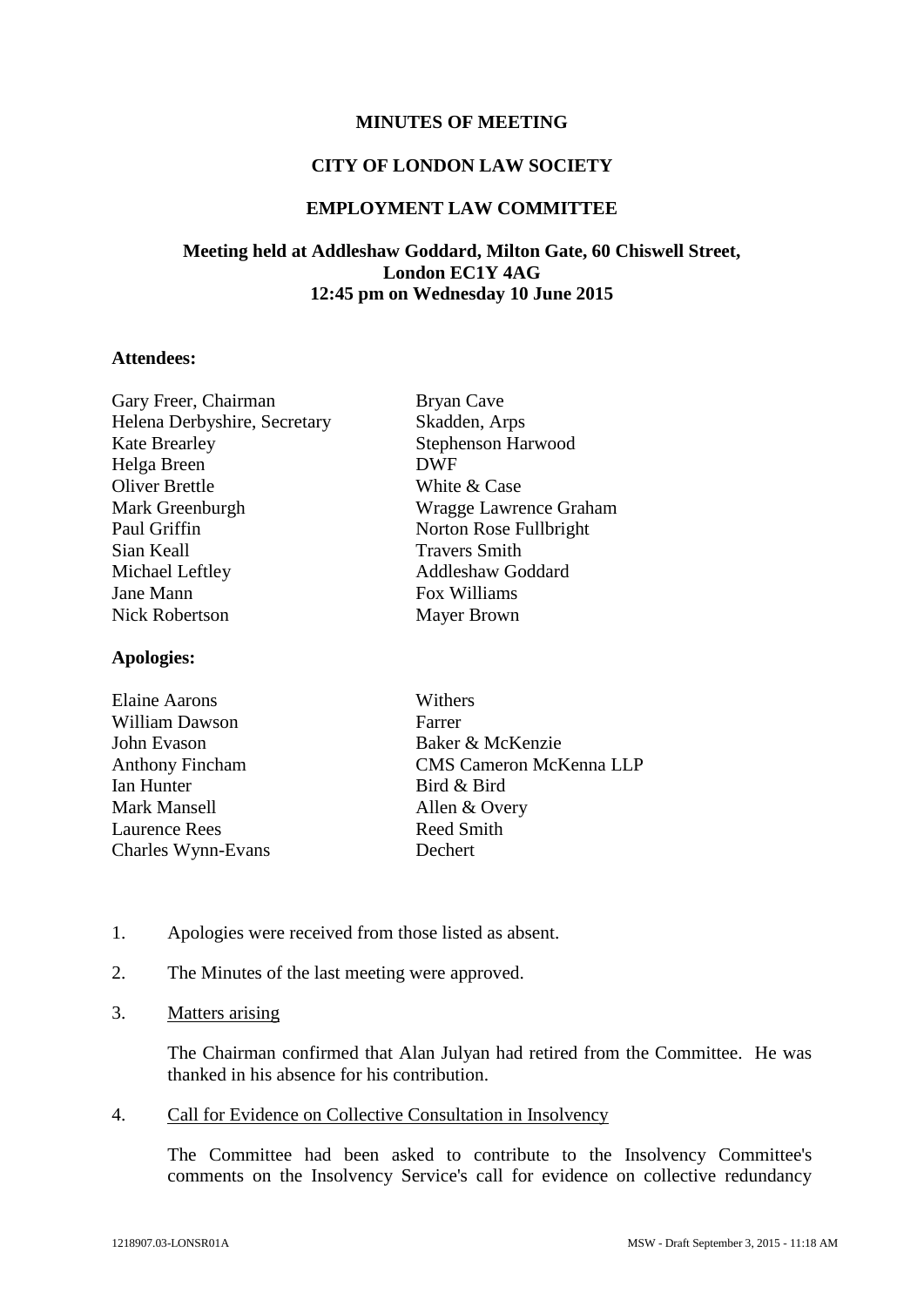**MINUTES OF MEETING**

**CITY OF LONDON LAW SOCIETY**

**EMPLOYMENT LAW COMMITTEE**

**Meeting held at Addleshaw Goddard, Milton Gate, 60 Chiswell Street, London EC1Y 4AG**
**12:45 pm on Wednesday 10 June 2015**

**Attendees:**

| | |
|---|---|
| Gary Freer, Chairman | Bryan Cave |
| Helena Derbyshire, Secretary | Skadden, Arps |
| Kate Brearley | Stephenson Harwood |
| Helga Breen | DWF |
| Oliver Brettle | White & Case |
| Mark Greenburgh | Wragge Lawrence Graham |
| Paul Griffin | Norton Rose Fullbright |
| Sian Keall | Travers Smith |
| Michael Leftley | Addleshaw Goddard |
| Jane Mann | Fox Williams |
| Nick Robertson | Mayer Brown |

**Apologies:**

| | |
|---|---|
| Elaine Aarons | Withers |
| William Dawson | Farrer |
| John Evason | Baker & McKenzie |
| Anthony Fincham | CMS Cameron McKenna LLP |
| Ian Hunter | Bird & Bird |
| Mark Mansell | Allen & Overy |
| Laurence Rees | Reed Smith |
| Charles Wynn-Evans | Dechert |

1. Apologies were received from those listed as absent.

2. The Minutes of the last meeting were approved.

3. Matters arising

   The Chairman confirmed that Alan Julyan had retired from the Committee. He was thanked in his absence for his contribution.

4. Call for Evidence on Collective Consultation in Insolvency

   The Committee had been asked to contribute to the Insolvency Committee's comments on the Insolvency Service's call for evidence on collective redundancy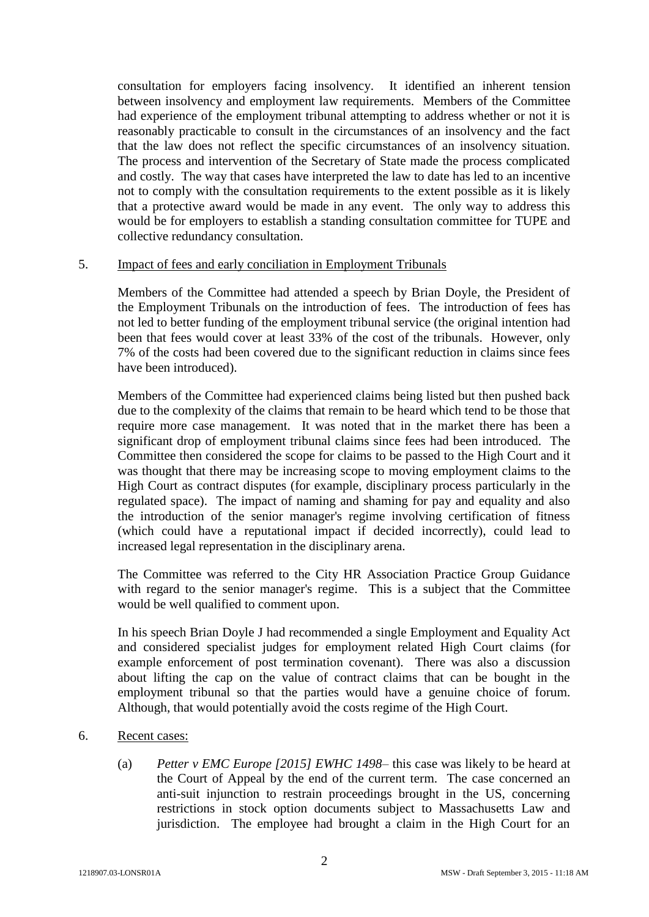consultation for employers facing insolvency. It identified an inherent tension between insolvency and employment law requirements. Members of the Committee had experience of the employment tribunal attempting to address whether or not it is reasonably practicable to consult in the circumstances of an insolvency and the fact that the law does not reflect the specific circumstances of an insolvency situation. The process and intervention of the Secretary of State made the process complicated and costly. The way that cases have interpreted the law to date has led to an incentive not to comply with the consultation requirements to the extent possible as it is likely that a protective award would be made in any event. The only way to address this would be for employers to establish a standing consultation committee for TUPE and collective redundancy consultation.

5. Impact of fees and early conciliation in Employment Tribunals

Members of the Committee had attended a speech by Brian Doyle, the President of the Employment Tribunals on the introduction of fees. The introduction of fees has not led to better funding of the employment tribunal service (the original intention had been that fees would cover at least 33% of the cost of the tribunals. However, only 7% of the costs had been covered due to the significant reduction in claims since fees have been introduced).

Members of the Committee had experienced claims being listed but then pushed back due to the complexity of the claims that remain to be heard which tend to be those that require more case management. It was noted that in the market there has been a significant drop of employment tribunal claims since fees had been introduced. The Committee then considered the scope for claims to be passed to the High Court and it was thought that there may be increasing scope to moving employment claims to the High Court as contract disputes (for example, disciplinary process particularly in the regulated space). The impact of naming and shaming for pay and equality and also the introduction of the senior manager's regime involving certification of fitness (which could have a reputational impact if decided incorrectly), could lead to increased legal representation in the disciplinary arena.

The Committee was referred to the City HR Association Practice Group Guidance with regard to the senior manager's regime. This is a subject that the Committee would be well qualified to comment upon.

In his speech Brian Doyle J had recommended a single Employment and Equality Act and considered specialist judges for employment related High Court claims (for example enforcement of post termination covenant). There was also a discussion about lifting the cap on the value of contract claims that can be bought in the employment tribunal so that the parties would have a genuine choice of forum. Although, that would potentially avoid the costs regime of the High Court.

6. Recent cases:

   (a) *Petter v EMC Europe [2015] EWHC 1498*– this case was likely to be heard at the Court of Appeal by the end of the current term. The case concerned an anti-suit injunction to restrain proceedings brought in the US, concerning restrictions in stock option documents subject to Massachusetts Law and jurisdiction. The employee had brought a claim in the High Court for an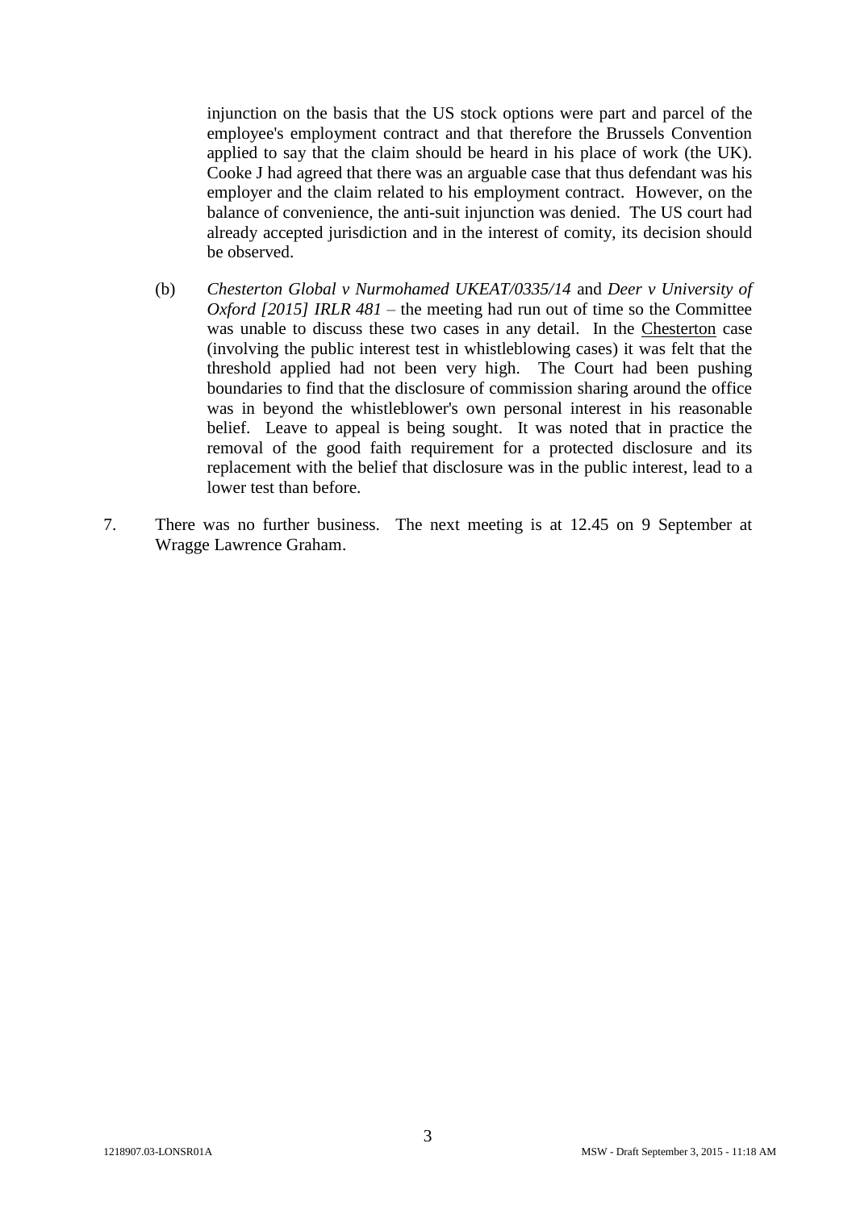injunction on the basis that the US stock options were part and parcel of the employee's employment contract and that therefore the Brussels Convention applied to say that the claim should be heard in his place of work (the UK). Cooke J had agreed that there was an arguable case that thus defendant was his employer and the claim related to his employment contract. However, on the balance of convenience, the anti-suit injunction was denied. The US court had already accepted jurisdiction and in the interest of comity, its decision should be observed.

(b) *Chesterton Global v Nurmohamed UKEAT/0335/14* and *Deer v University of Oxford [2015] IRLR 481* – the meeting had run out of time so the Committee was unable to discuss these two cases in any detail. In the Chesterton case (involving the public interest test in whistleblowing cases) it was felt that the threshold applied had not been very high. The Court had been pushing boundaries to find that the disclosure of commission sharing around the office was in beyond the whistleblower's own personal interest in his reasonable belief. Leave to appeal is being sought. It was noted that in practice the removal of the good faith requirement for a protected disclosure and its replacement with the belief that disclosure was in the public interest, lead to a lower test than before.

7. There was no further business. The next meeting is at 12.45 on 9 September at Wragge Lawrence Graham.